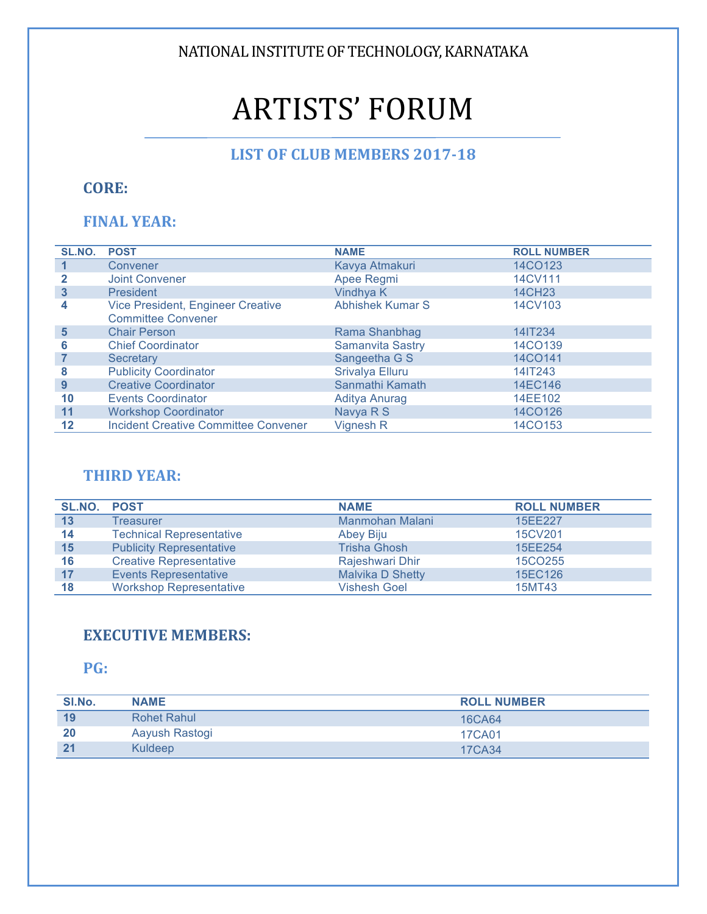NATIONAL INSTITUTE OF TECHNOLOGY, KARNATAKA

# ARTISTS' FORUM

## LIST OF CLUB MEMBERS 2017-18

### CORE:

### FINAL YEAR:

| SL.NO. | POST | NAME | ROLL NUMBER |
|---|---|---|---|
| 1 | Convener | Kavya Atmakuri | 14CO123 |
| 2 | Joint Convener | Apee Regmi | 14CV111 |
| 3 | President | Vindhya K | 14CH23 |
| 4 | Vice President, Engineer Creative Committee Convener | Abhishek Kumar S | 14CV103 |
| 5 | Chair Person | Rama Shanbhag | 14IT234 |
| 6 | Chief Coordinator | Samanvita Sastry | 14CO139 |
| 7 | Secretary | Sangeetha G S | 14CO141 |
| 8 | Publicity Coordinator | Srivalya Elluru | 14IT243 |
| 9 | Creative Coordinator | Sanmathi Kamath | 14EC146 |
| 10 | Events Coordinator | Aditya Anurag | 14EE102 |
| 11 | Workshop Coordinator | Navya R S | 14CO126 |
| 12 | Incident Creative Committee Convener | Vignesh R | 14CO153 |

### THIRD YEAR:

| SL.NO. | POST | NAME | ROLL NUMBER |
|---|---|---|---|
| 13 | Treasurer | Manmohan Malani | 15EE227 |
| 14 | Technical Representative | Abey Biju | 15CV201 |
| 15 | Publicity Representative | Trisha Ghosh | 15EE254 |
| 16 | Creative Representative | Rajeshwari Dhir | 15CO255 |
| 17 | Events Representative | Malvika D Shetty | 15EC126 |
| 18 | Workshop Representative | Vishesh Goel | 15MT43 |

### EXECUTIVE MEMBERS:

### PG:

| Sl.No. | NAME | ROLL NUMBER |
|---|---|---|
| 19 | Rohet Rahul | 16CA64 |
| 20 | Aayush Rastogi | 17CA01 |
| 21 | Kuldeep | 17CA34 |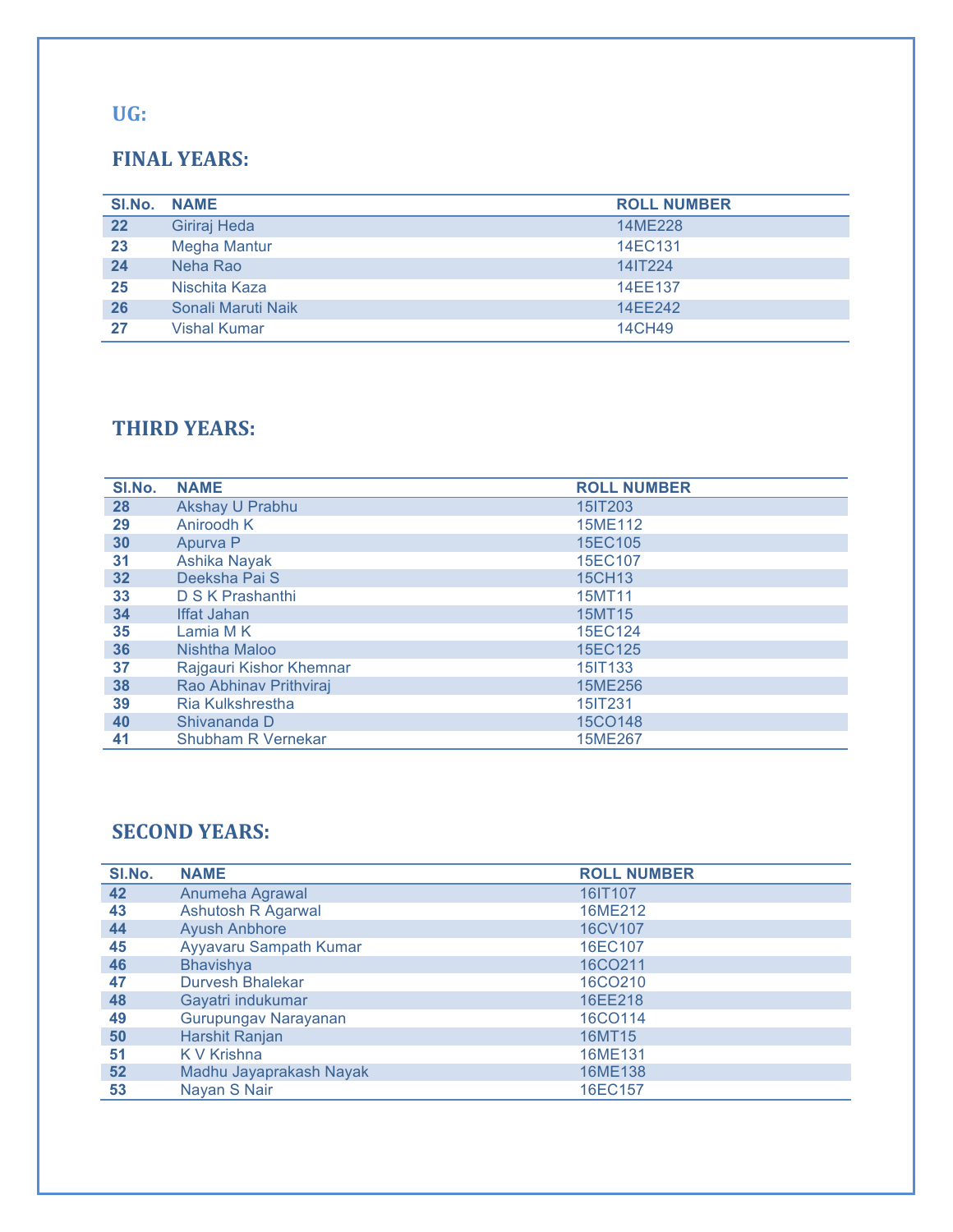## UG:

### FINAL YEARS:

| Sl.No. | NAME | ROLL NUMBER |
|---|---|---|
| 22 | Giriraj Heda | 14ME228 |
| 23 | Megha Mantur | 14EC131 |
| 24 | Neha Rao | 14IT224 |
| 25 | Nischita Kaza | 14EE137 |
| 26 | Sonali Maruti Naik | 14EE242 |
| 27 | Vishal Kumar | 14CH49 |

### THIRD YEARS:

| Sl.No. | NAME | ROLL NUMBER |
|---|---|---|
| 28 | Akshay U Prabhu | 15IT203 |
| 29 | Aniroodh K | 15ME112 |
| 30 | Apurva P | 15EC105 |
| 31 | Ashika Nayak | 15EC107 |
| 32 | Deeksha Pai S | 15CH13 |
| 33 | D S K Prashanthi | 15MT11 |
| 34 | Iffat Jahan | 15MT15 |
| 35 | Lamia M K | 15EC124 |
| 36 | Nishtha Maloo | 15EC125 |
| 37 | Rajgauri Kishor Khemnar | 15IT133 |
| 38 | Rao Abhinav Prithviraj | 15ME256 |
| 39 | Ria Kulkshrestha | 15IT231 |
| 40 | Shivananda D | 15CO148 |
| 41 | Shubham R Vernekar | 15ME267 |

### SECOND YEARS:

| Sl.No. | NAME | ROLL NUMBER |
|---|---|---|
| 42 | Anumeha Agrawal | 16IT107 |
| 43 | Ashutosh R Agarwal | 16ME212 |
| 44 | Ayush Anbhore | 16CV107 |
| 45 | Ayyavaru Sampath Kumar | 16EC107 |
| 46 | Bhavishya | 16CO211 |
| 47 | Durvesh Bhalekar | 16CO210 |
| 48 | Gayatri indukumar | 16EE218 |
| 49 | Gurupungav Narayanan | 16CO114 |
| 50 | Harshit Ranjan | 16MT15 |
| 51 | K V Krishna | 16ME131 |
| 52 | Madhu Jayaprakash Nayak | 16ME138 |
| 53 | Nayan S Nair | 16EC157 |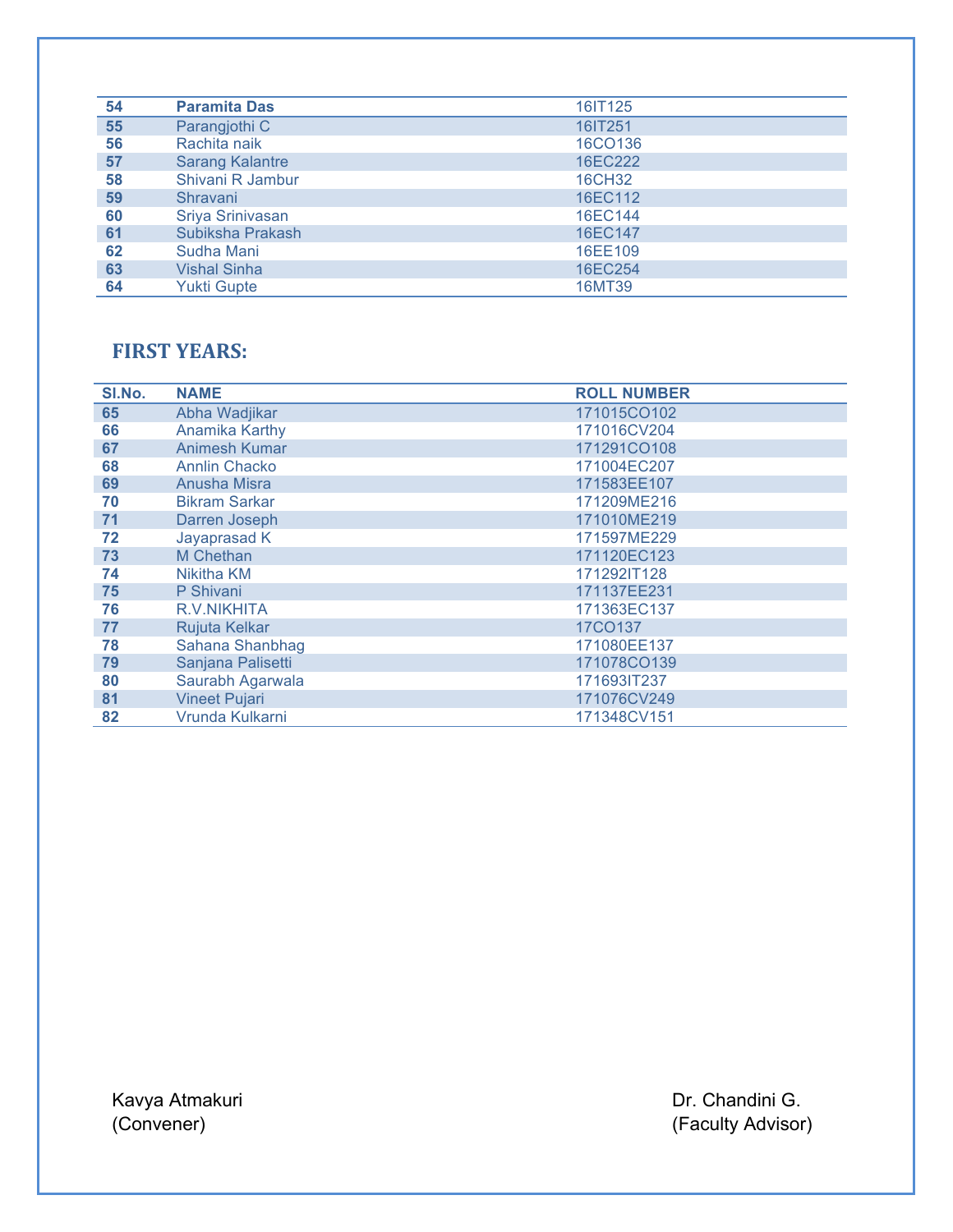| | | |
|---|---|---|
| 54 | **Paramita Das** | 16IT125 |
| 55 | Parangjothi C | 16IT251 |
| 56 | Rachita naik | 16CO136 |
| 57 | Sarang Kalantre | 16EC222 |
| 58 | Shivani R Jambur | 16CH32 |
| 59 | Shravani | 16EC112 |
| 60 | Sriya Srinivasan | 16EC144 |
| 61 | Subiksha Prakash | 16EC147 |
| 62 | Sudha Mani | 16EE109 |
| 63 | Vishal Sinha | 16EC254 |
| 64 | Yukti Gupte | 16MT39 |

## FIRST YEARS:

| Sl.No. | NAME | ROLL NUMBER |
|---|---|---|
| 65 | Abha Wadjikar | 171015CO102 |
| 66 | Anamika Karthy | 171016CV204 |
| 67 | Animesh Kumar | 171291CO108 |
| 68 | Annlin Chacko | 171004EC207 |
| 69 | Anusha Misra | 171583EE107 |
| 70 | Bikram Sarkar | 171209ME216 |
| 71 | Darren Joseph | 171010ME219 |
| 72 | Jayaprasad K | 171597ME229 |
| 73 | M Chethan | 171120EC123 |
| 74 | Nikitha KM | 171292IT128 |
| 75 | P Shivani | 171137EE231 |
| 76 | R.V.NIKHITA | 171363EC137 |
| 77 | Rujuta Kelkar | 17CO137 |
| 78 | Sahana Shanbhag | 171080EE137 |
| 79 | Sanjana Palisetti | 171078CO139 |
| 80 | Saurabh Agarwala | 171693IT237 |
| 81 | Vineet Pujari | 171076CV249 |
| 82 | Vrunda Kulkarni | 171348CV151 |

Kavya Atmakuri
(Convener)

Dr. Chandini G.
(Faculty Advisor)